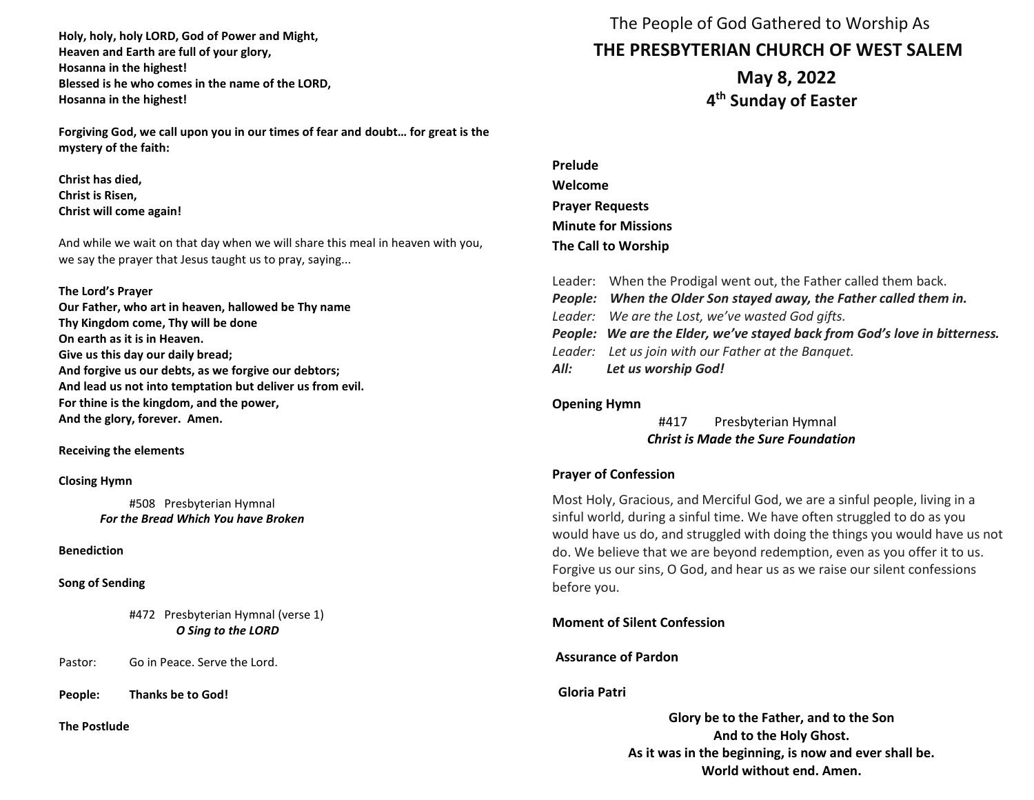**Holy, holy, holy LORD, God of Power and Might,**
**Heaven and Earth are full of your glory,**
**Hosanna in the highest!**
**Blessed is he who comes in the name of the LORD,**
**Hosanna in the highest!**

**Forgiving God, we call upon you in our times of fear and doubt… for great is the mystery of the faith:**

**Christ has died,**
**Christ is Risen,**
**Christ will come again!**

And while we wait on that day when we will share this meal in heaven with you, we say the prayer that Jesus taught us to pray, saying...

**The Lord's Prayer**
**Our Father, who art in heaven, hallowed be Thy name**
**Thy Kingdom come, Thy will be done**
**On earth as it is in Heaven.**
**Give us this day our daily bread;**
**And forgive us our debts, as we forgive our debtors;**
**And lead us not into temptation but deliver us from evil.**
**For thine is the kingdom, and the power,**
**And the glory, forever. Amen.**

**Receiving the elements**

**Closing Hymn**

#508 Presbyterian Hymnal
***For the Bread Which You have Broken***

**Benediction**

**Song of Sending**

#472 Presbyterian Hymnal (verse 1)
***O Sing to the LORD***

Pastor: Go in Peace. Serve the Lord.

**People: Thanks be to God!**

**The Postlude**

The People of God Gathered to Worship As

## THE PRESBYTERIAN CHURCH OF WEST SALEM

## May 8, 2022

### 4th Sunday of Easter

**Prelude**

**Welcome**

**Prayer Requests**

**Minute for Missions**

**The Call to Worship**

Leader: When the Prodigal went out, the Father called them back.
***People: When the Older Son stayed away, the Father called them in.***
*Leader: We are the Lost, we've wasted God gifts.*
***People: We are the Elder, we've stayed back from God's love in bitterness.***
*Leader: Let us join with our Father at the Banquet.*
***All: Let us worship God!***

**Opening Hymn**

#417 Presbyterian Hymnal
***Christ is Made the Sure Foundation***

**Prayer of Confession**

Most Holy, Gracious, and Merciful God, we are a sinful people, living in a sinful world, during a sinful time. We have often struggled to do as you would have us do, and struggled with doing the things you would have us not do. We believe that we are beyond redemption, even as you offer it to us. Forgive us our sins, O God, and hear us as we raise our silent confessions before you.

**Moment of Silent Confession**

**Assurance of Pardon**

**Gloria Patri**

**Glory be to the Father, and to the Son**
**And to the Holy Ghost.**
**As it was in the beginning, is now and ever shall be.**
**World without end. Amen.**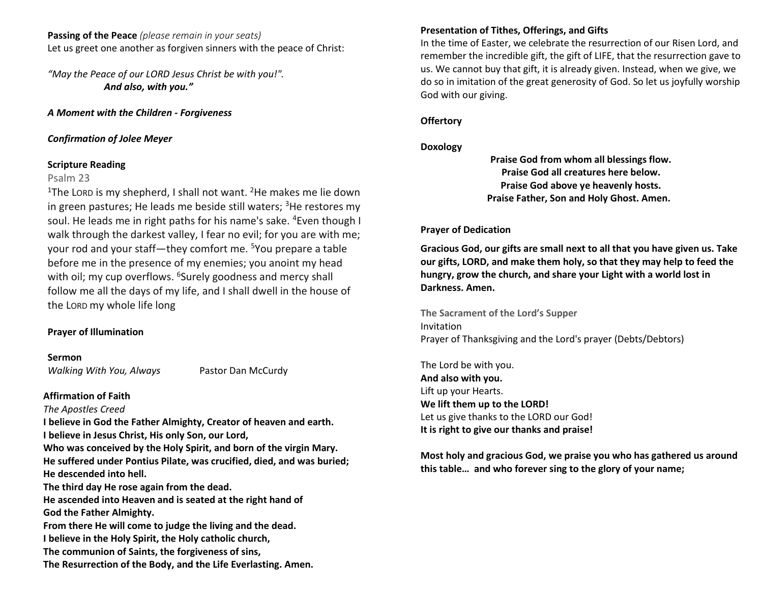**Passing of the Peace** *(please remain in your seats)*
Let us greet one another as forgiven sinners with the peace of Christ:

*"May the Peace of our LORD Jesus Christ be with you!".*
***And also, with you."***

***A Moment with the Children - Forgiveness***

***Confirmation of Jolee Meyer***

**Scripture Reading**

Psalm 23

[1]The LORD is my shepherd, I shall not want. [2]He makes me lie down in green pastures; He leads me beside still waters; [3]He restores my soul. He leads me in right paths for his name's sake. [4]Even though I walk through the darkest valley, I fear no evil; for you are with me; your rod and your staff—they comfort me. [5]You prepare a table before me in the presence of my enemies; you anoint my head with oil; my cup overflows. [6]Surely goodness and mercy shall follow me all the days of my life, and I shall dwell in the house of the LORD my whole life long

**Prayer of Illumination**

**Sermon**
*Walking With You, Always* Pastor Dan McCurdy

**Affirmation of Faith**
*The Apostles Creed*
**I believe in God the Father Almighty, Creator of heaven and earth.**
**I believe in Jesus Christ, His only Son, our Lord,**
**Who was conceived by the Holy Spirit, and born of the virgin Mary.**
**He suffered under Pontius Pilate, was crucified, died, and was buried;**
**He descended into hell.**
**The third day He rose again from the dead.**
**He ascended into Heaven and is seated at the right hand of**
**God the Father Almighty.**
**From there He will come to judge the living and the dead.**
**I believe in the Holy Spirit, the Holy catholic church,**
**The communion of Saints, the forgiveness of sins,**
**The Resurrection of the Body, and the Life Everlasting. Amen.**

**Presentation of Tithes, Offerings, and Gifts**
In the time of Easter, we celebrate the resurrection of our Risen Lord, and remember the incredible gift, the gift of LIFE, that the resurrection gave to us. We cannot buy that gift, it is already given. Instead, when we give, we do so in imitation of the great generosity of God. So let us joyfully worship God with our giving.

**Offertory**

**Doxology**

**Praise God from whom all blessings flow.**
**Praise God all creatures here below.**
**Praise God above ye heavenly hosts.**
**Praise Father, Son and Holy Ghost. Amen.**

**Prayer of Dedication**

**Gracious God, our gifts are small next to all that you have given us. Take our gifts, LORD, and make them holy, so that they may help to feed the hungry, grow the church, and share your Light with a world lost in Darkness. Amen.**

**The Sacrament of the Lord's Supper**
Invitation
Prayer of Thanksgiving and the Lord's prayer (Debts/Debtors)

The Lord be with you.
**And also with you.**
Lift up your Hearts.
**We lift them up to the LORD!**
Let us give thanks to the LORD our God!
**It is right to give our thanks and praise!**

**Most holy and gracious God, we praise you who has gathered us around this table… and who forever sing to the glory of your name;**